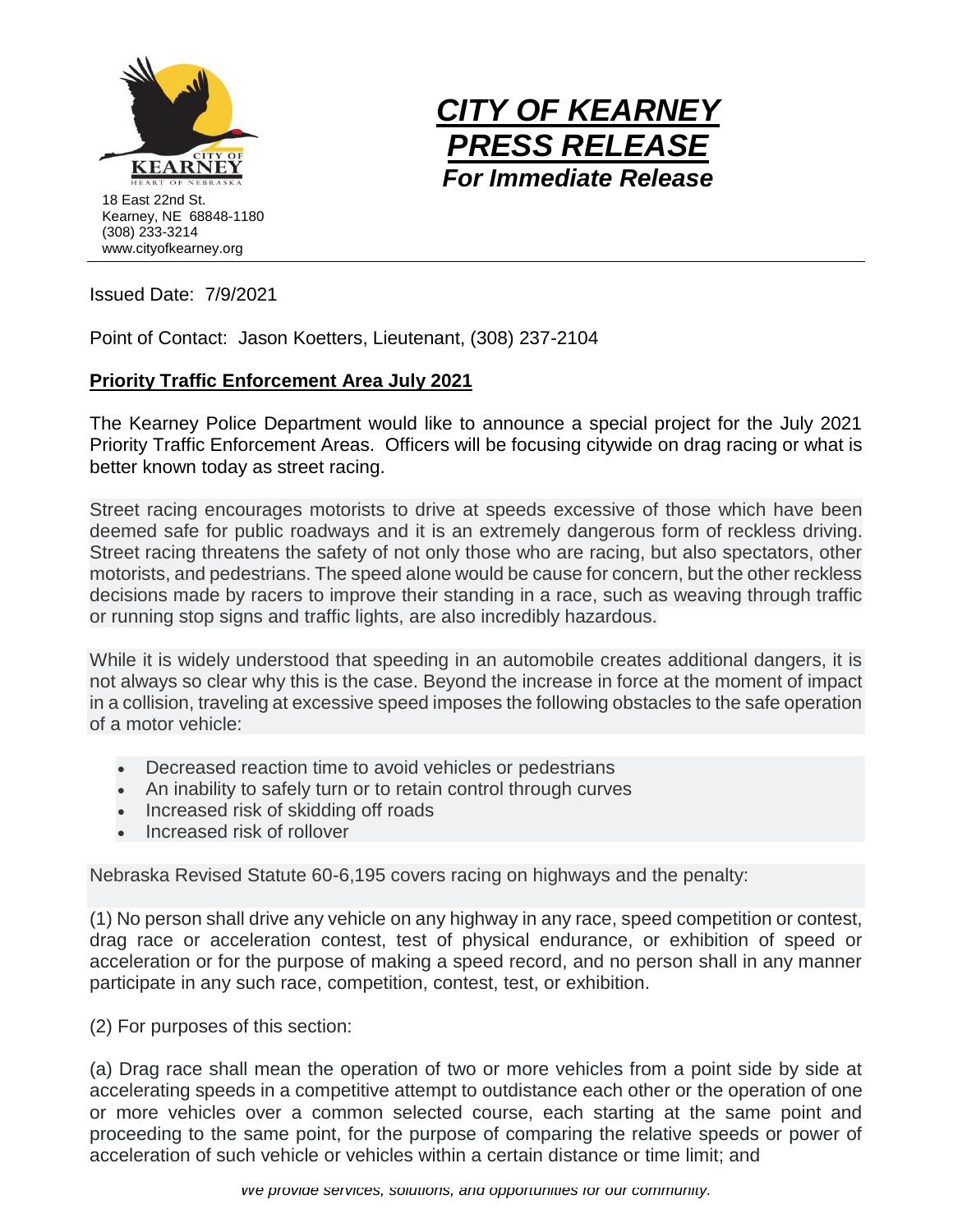18 East 22nd St.
Kearney, NE 68848-1180
(308) 233-3214
www.cityofkearney.org

# ***CITY OF KEARNEY PRESS RELEASE***

***For Immediate Release***

Issued Date: 7/9/2021

Point of Contact: Jason Koetters, Lieutenant, (308) 237-2104

## Priority Traffic Enforcement Area July 2021

The Kearney Police Department would like to announce a special project for the July 2021 Priority Traffic Enforcement Areas. Officers will be focusing citywide on drag racing or what is better known today as street racing.

Street racing encourages motorists to drive at speeds excessive of those which have been deemed safe for public roadways and it is an extremely dangerous form of reckless driving. Street racing threatens the safety of not only those who are racing, but also spectators, other motorists, and pedestrians. The speed alone would be cause for concern, but the other reckless decisions made by racers to improve their standing in a race, such as weaving through traffic or running stop signs and traffic lights, are also incredibly hazardous.

While it is widely understood that speeding in an automobile creates additional dangers, it is not always so clear why this is the case. Beyond the increase in force at the moment of impact in a collision, traveling at excessive speed imposes the following obstacles to the safe operation of a motor vehicle:

- Decreased reaction time to avoid vehicles or pedestrians
- An inability to safely turn or to retain control through curves
- Increased risk of skidding off roads
- Increased risk of rollover

Nebraska Revised Statute 60-6,195 covers racing on highways and the penalty:

(1) No person shall drive any vehicle on any highway in any race, speed competition or contest, drag race or acceleration contest, test of physical endurance, or exhibition of speed or acceleration or for the purpose of making a speed record, and no person shall in any manner participate in any such race, competition, contest, test, or exhibition.

(2) For purposes of this section:

(a) Drag race shall mean the operation of two or more vehicles from a point side by side at accelerating speeds in a competitive attempt to outdistance each other or the operation of one or more vehicles over a common selected course, each starting at the same point and proceeding to the same point, for the purpose of comparing the relative speeds or power of acceleration of such vehicle or vehicles within a certain distance or time limit; and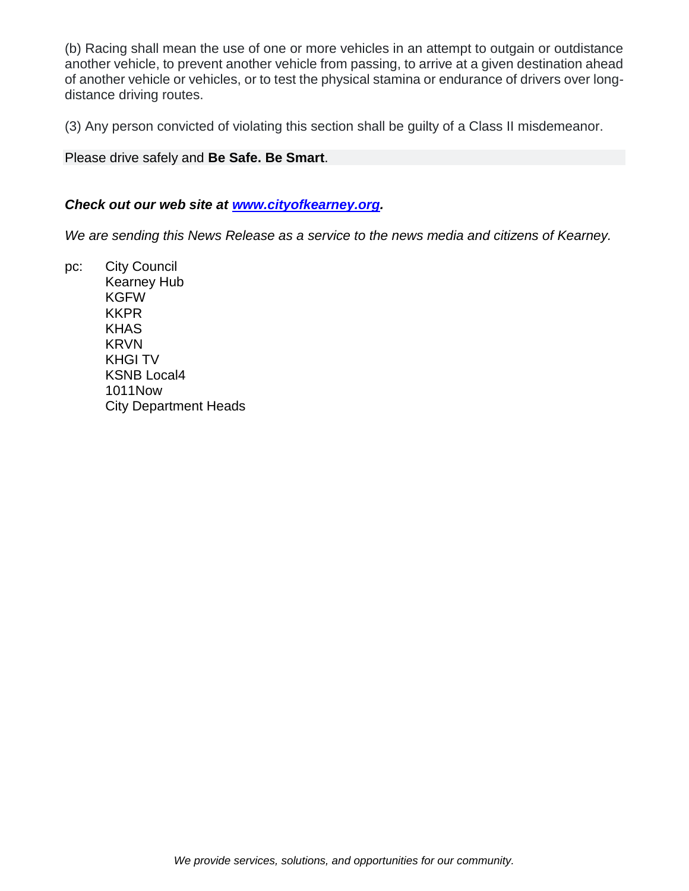(b) Racing shall mean the use of one or more vehicles in an attempt to outgain or outdistance another vehicle, to prevent another vehicle from passing, to arrive at a given destination ahead of another vehicle or vehicles, or to test the physical stamina or endurance of drivers over long-distance driving routes.

(3) Any person convicted of violating this section shall be guilty of a Class II misdemeanor.

Please drive safely and **Be Safe. Be Smart**.

***Check out our web site at [www.cityofkearney.org](http://www.cityofkearney.org).***

*We are sending this News Release as a service to the news media and citizens of Kearney.*

pc: City Council
Kearney Hub
KGFW
KKPR
KHAS
KRVN
KHGI TV
KSNB Local4
1011Now
City Department Heads

*We provide services, solutions, and opportunities for our community.*